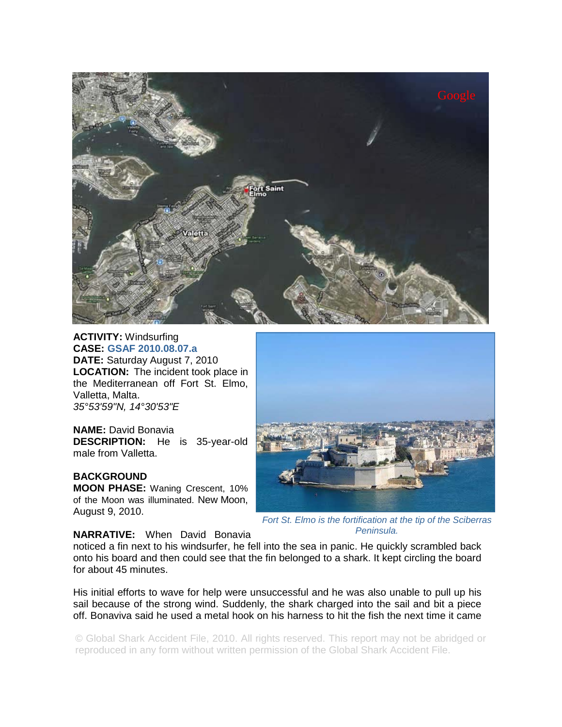**ACTIVITY:** Windsurfing
**CASE:** GSAF 2010.08.07.a
**DATE:** Saturday August 7, 2010
**LOCATION:** The incident took place in the Mediterranean off Fort St. Elmo, Valletta, Malta.
*35°53'59"N, 14°30'53"E*

**NAME:** David Bonavia
**DESCRIPTION:** He is 35-year-old male from Valletta.

**BACKGROUND**
**MOON PHASE:** Waning Crescent, 10% of the Moon was illuminated. New Moon, August 9, 2010.

*Fort St. Elmo is the fortification at the tip of the Sciberras Peninsula.*

**NARRATIVE:** When David Bonavia noticed a fin next to his windsurfer, he fell into the sea in panic. He quickly scrambled back onto his board and then could see that the fin belonged to a shark. It kept circling the board for about 45 minutes.

His initial efforts to wave for help were unsuccessful and he was also unable to pull up his sail because of the strong wind. Suddenly, the shark charged into the sail and bit a piece off. Bonaviva said he used a metal hook on his harness to hit the fish the next time it came

© Global Shark Accident File, 2010. All rights reserved. This report may not be abridged or reproduced in any form without written permission of the Global Shark Accident File.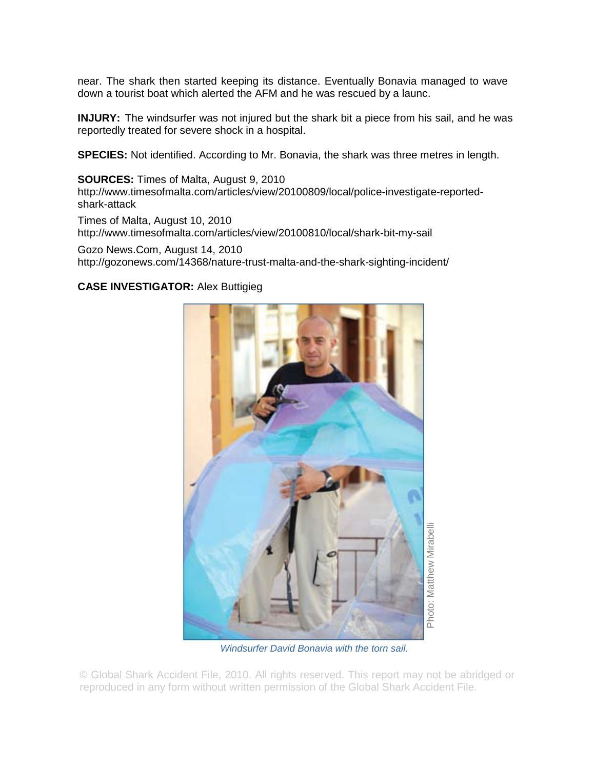near. The shark then started keeping its distance. Eventually Bonavia managed to wave down a tourist boat which alerted the AFM and he was rescued by a launc.

**INJURY:** The windsurfer was not injured but the shark bit a piece from his sail, and he was reportedly treated for severe shock in a hospital.

**SPECIES:** Not identified. According to Mr. Bonavia, the shark was three metres in length.

**SOURCES:** Times of Malta, August 9, 2010
http://www.timesofmalta.com/articles/view/20100809/local/police-investigate-reported-shark-attack

Times of Malta, August 10, 2010
http://www.timesofmalta.com/articles/view/20100810/local/shark-bit-my-sail

Gozo News.Com, August 14, 2010
http://gozonews.com/14368/nature-trust-malta-and-the-shark-sighting-incident/

**CASE INVESTIGATOR:** Alex Buttigieg

Photo: Matthew Mirabelli

*Windsurfer David Bonavia with the torn sail.*

© Global Shark Accident File, 2010. All rights reserved. This report may not be abridged or reproduced in any form without written permission of the Global Shark Accident File.